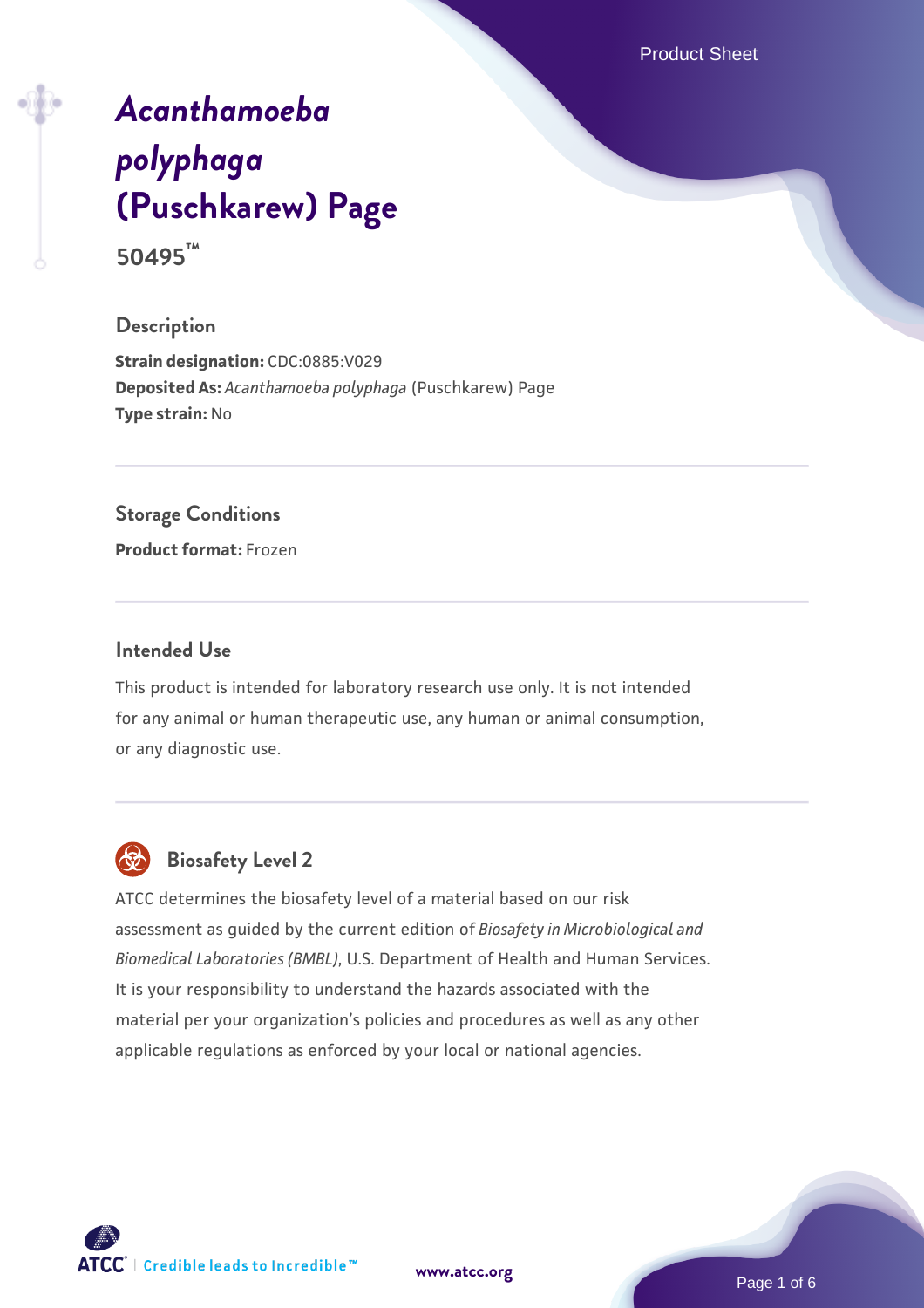# *Acanthamoeba polyphaga* (Puschkarew) Page

**50495™**

## Description

**Strain designation:** CDC:0885:V029
**Deposited As:** *Acanthamoeba polyphaga* (Puschkarew) Page
**Type strain:** No

## Storage Conditions

**Product format:** Frozen

## Intended Use

This product is intended for laboratory research use only. It is not intended for any animal or human therapeutic use, any human or animal consumption, or any diagnostic use.

## Biosafety Level 2

ATCC determines the biosafety level of a material based on our risk assessment as guided by the current edition of *Biosafety in Microbiological and Biomedical Laboratories (BMBL)*, U.S. Department of Health and Human Services. It is your responsibility to understand the hazards associated with the material per your organization's policies and procedures as well as any other applicable regulations as enforced by your local or national agencies.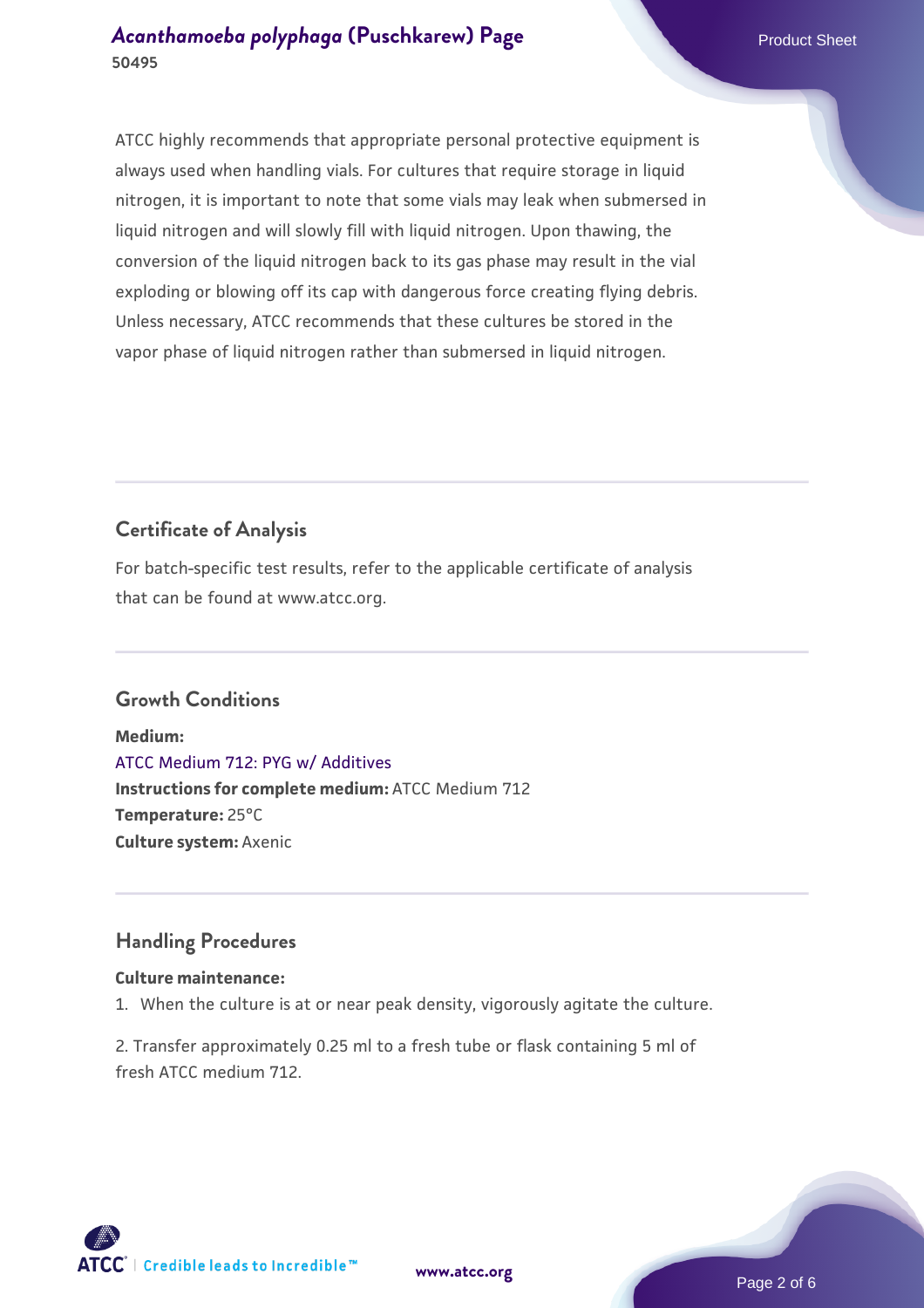ATCC highly recommends that appropriate personal protective equipment is always used when handling vials. For cultures that require storage in liquid nitrogen, it is important to note that some vials may leak when submersed in liquid nitrogen and will slowly fill with liquid nitrogen. Upon thawing, the conversion of the liquid nitrogen back to its gas phase may result in the vial exploding or blowing off its cap with dangerous force creating flying debris. Unless necessary, ATCC recommends that these cultures be stored in the vapor phase of liquid nitrogen rather than submersed in liquid nitrogen.

## Certificate of Analysis

For batch-specific test results, refer to the applicable certificate of analysis that can be found at www.atcc.org.

## Growth Conditions

**Medium:**
ATCC Medium 712: PYG w/ Additives
**Instructions for complete medium:** ATCC Medium 712
**Temperature:** 25°C
**Culture system:** Axenic

## Handling Procedures

**Culture maintenance:**

1. When the culture is at or near peak density, vigorously agitate the culture.

2. Transfer approximately 0.25 ml to a fresh tube or flask containing 5 ml of fresh ATCC medium 712.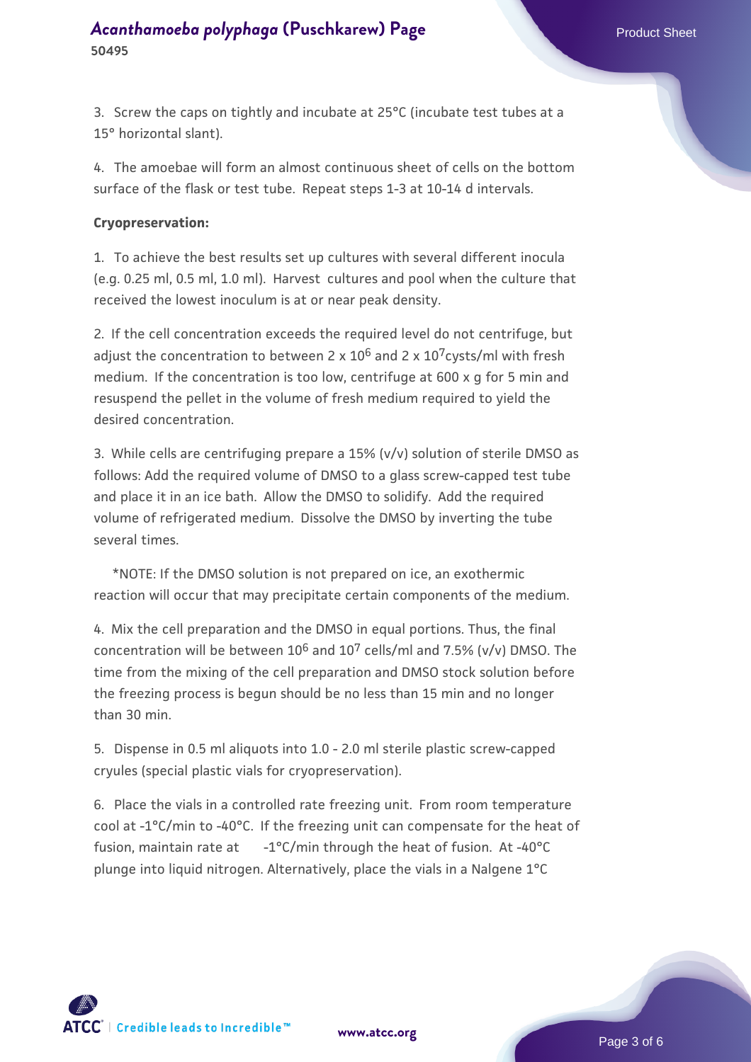3. Screw the caps on tightly and incubate at 25°C (incubate test tubes at a 15° horizontal slant).

4. The amoebae will form an almost continuous sheet of cells on the bottom surface of the flask or test tube. Repeat steps 1-3 at 10-14 d intervals.

**Cryopreservation:**

1. To achieve the best results set up cultures with several different inocula (e.g. 0.25 ml, 0.5 ml, 1.0 ml). Harvest cultures and pool when the culture that received the lowest inoculum is at or near peak density.

2. If the cell concentration exceeds the required level do not centrifuge, but adjust the concentration to between 2 x $10^6$ and 2 x $10^7$cysts/ml with fresh medium. If the concentration is too low, centrifuge at 600 x g for 5 min and resuspend the pellet in the volume of fresh medium required to yield the desired concentration.

3. While cells are centrifuging prepare a 15% (v/v) solution of sterile DMSO as follows: Add the required volume of DMSO to a glass screw-capped test tube and place it in an ice bath. Allow the DMSO to solidify. Add the required volume of refrigerated medium. Dissolve the DMSO by inverting the tube several times.

*NOTE: If the DMSO solution is not prepared on ice, an exothermic reaction will occur that may precipitate certain components of the medium.

4. Mix the cell preparation and the DMSO in equal portions. Thus, the final concentration will be between $10^6$ and $10^7$ cells/ml and 7.5% (v/v) DMSO. The time from the mixing of the cell preparation and DMSO stock solution before the freezing process is begun should be no less than 15 min and no longer than 30 min.

5. Dispense in 0.5 ml aliquots into 1.0 - 2.0 ml sterile plastic screw-capped cryules (special plastic vials for cryopreservation).

6. Place the vials in a controlled rate freezing unit. From room temperature cool at -1°C/min to -40°C. If the freezing unit can compensate for the heat of fusion, maintain rate at -1°C/min through the heat of fusion. At -40°C plunge into liquid nitrogen. Alternatively, place the vials in a Nalgene 1°C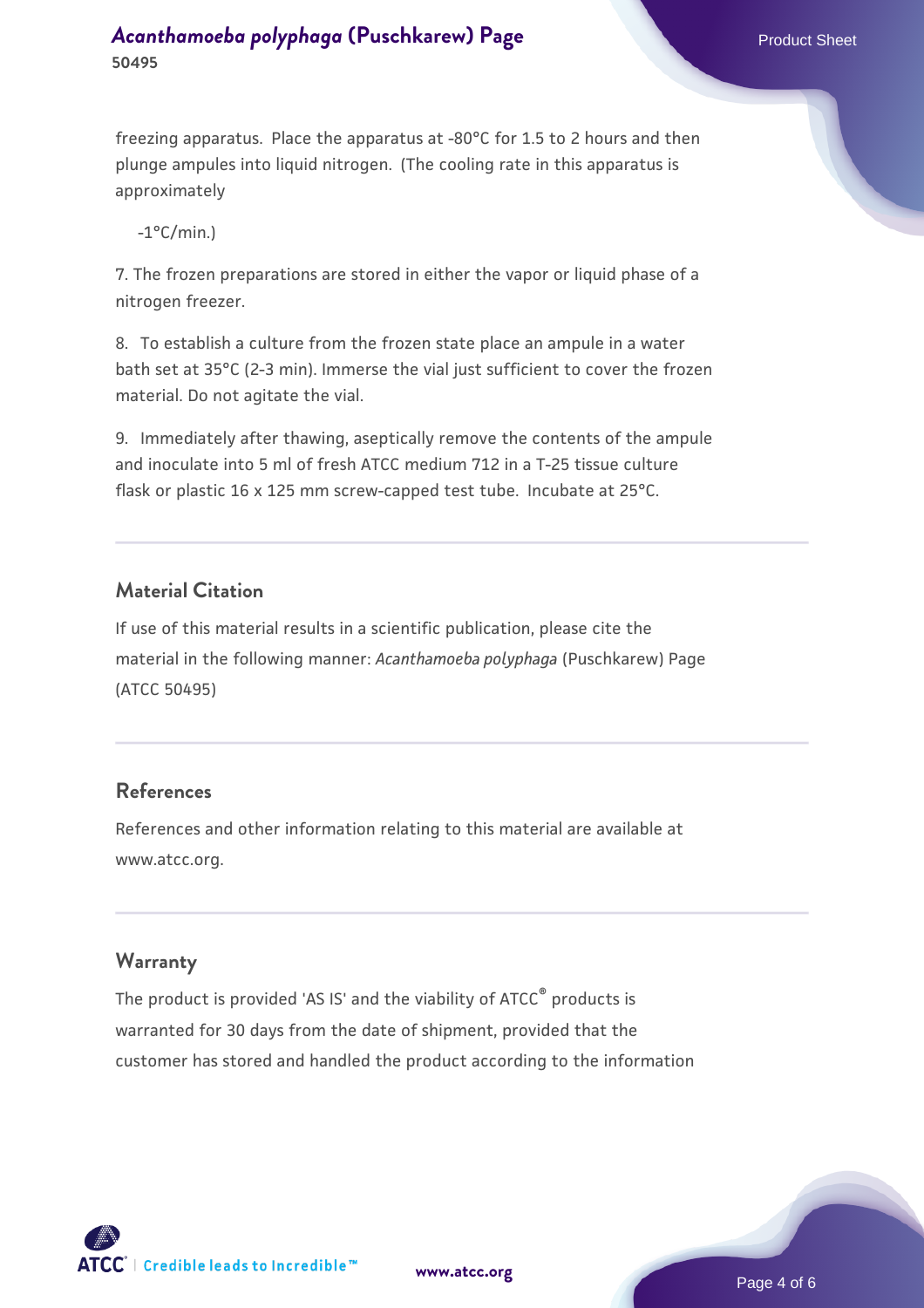freezing apparatus.  Place the apparatus at -80°C for 1.5 to 2 hours and then plunge ampules into liquid nitrogen.  (The cooling rate in this apparatus is approximately

-1°C/min.)

7. The frozen preparations are stored in either the vapor or liquid phase of a nitrogen freezer.

8.  To establish a culture from the frozen state place an ampule in a water bath set at 35°C (2-3 min). Immerse the vial just sufficient to cover the frozen material. Do not agitate the vial.

9.  Immediately after thawing, aseptically remove the contents of the ampule and inoculate into 5 ml of fresh ATCC medium 712 in a T-25 tissue culture flask or plastic 16 x 125 mm screw-capped test tube.  Incubate at 25°C.

## Material Citation

If use of this material results in a scientific publication, please cite the material in the following manner: *Acanthamoeba polyphaga* (Puschkarew) Page (ATCC 50495)

## References

References and other information relating to this material are available at www.atcc.org.

## Warranty

The product is provided 'AS IS' and the viability of ATCC® products is warranted for 30 days from the date of shipment, provided that the customer has stored and handled the product according to the information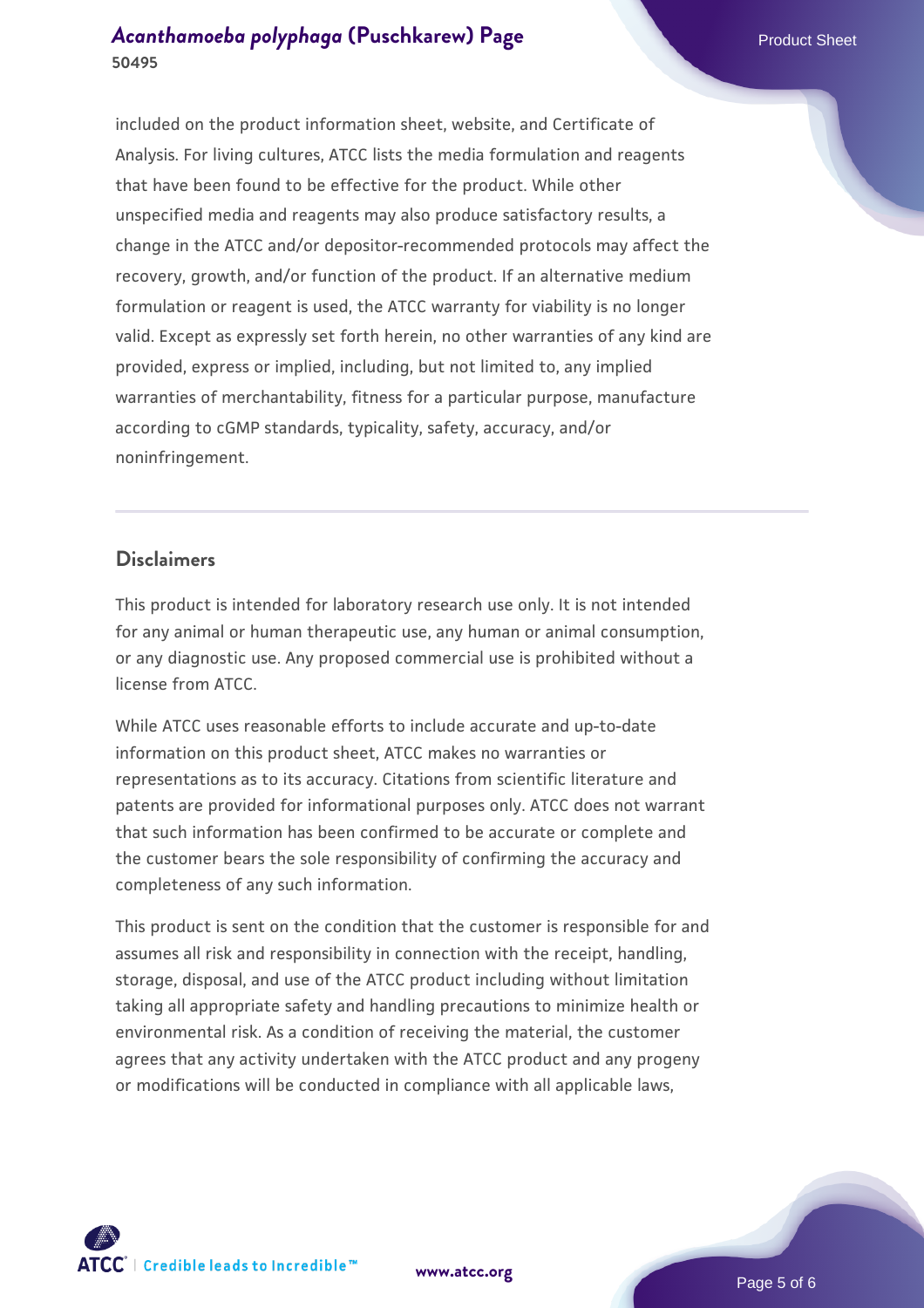included on the product information sheet, website, and Certificate of Analysis. For living cultures, ATCC lists the media formulation and reagents that have been found to be effective for the product. While other unspecified media and reagents may also produce satisfactory results, a change in the ATCC and/or depositor-recommended protocols may affect the recovery, growth, and/or function of the product. If an alternative medium formulation or reagent is used, the ATCC warranty for viability is no longer valid. Except as expressly set forth herein, no other warranties of any kind are provided, express or implied, including, but not limited to, any implied warranties of merchantability, fitness for a particular purpose, manufacture according to cGMP standards, typicality, safety, accuracy, and/or noninfringement.

## Disclaimers

This product is intended for laboratory research use only. It is not intended for any animal or human therapeutic use, any human or animal consumption, or any diagnostic use. Any proposed commercial use is prohibited without a license from ATCC.

While ATCC uses reasonable efforts to include accurate and up-to-date information on this product sheet, ATCC makes no warranties or representations as to its accuracy. Citations from scientific literature and patents are provided for informational purposes only. ATCC does not warrant that such information has been confirmed to be accurate or complete and the customer bears the sole responsibility of confirming the accuracy and completeness of any such information.

This product is sent on the condition that the customer is responsible for and assumes all risk and responsibility in connection with the receipt, handling, storage, disposal, and use of the ATCC product including without limitation taking all appropriate safety and handling precautions to minimize health or environmental risk. As a condition of receiving the material, the customer agrees that any activity undertaken with the ATCC product and any progeny or modifications will be conducted in compliance with all applicable laws,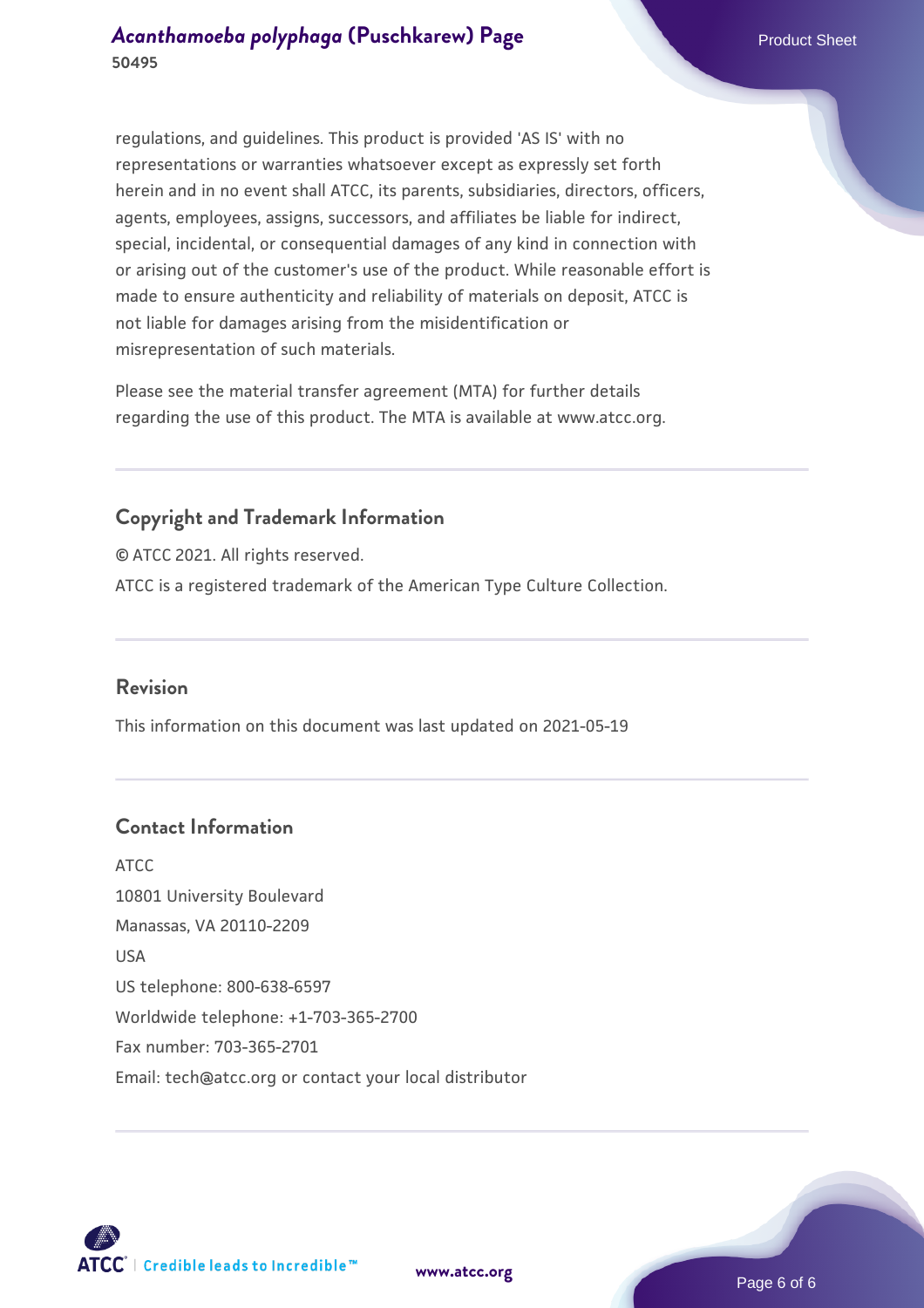regulations, and guidelines. This product is provided 'AS IS' with no representations or warranties whatsoever except as expressly set forth herein and in no event shall ATCC, its parents, subsidiaries, directors, officers, agents, employees, assigns, successors, and affiliates be liable for indirect, special, incidental, or consequential damages of any kind in connection with or arising out of the customer's use of the product. While reasonable effort is made to ensure authenticity and reliability of materials on deposit, ATCC is not liable for damages arising from the misidentification or misrepresentation of such materials.

Please see the material transfer agreement (MTA) for further details regarding the use of this product. The MTA is available at www.atcc.org.

## Copyright and Trademark Information

© ATCC 2021. All rights reserved.

ATCC is a registered trademark of the American Type Culture Collection.

## Revision

This information on this document was last updated on 2021-05-19

## Contact Information

ATCC
10801 University Boulevard
Manassas, VA 20110-2209
USA
US telephone: 800-638-6597
Worldwide telephone: +1-703-365-2700
Fax number: 703-365-2701
Email: tech@atcc.org or contact your local distributor